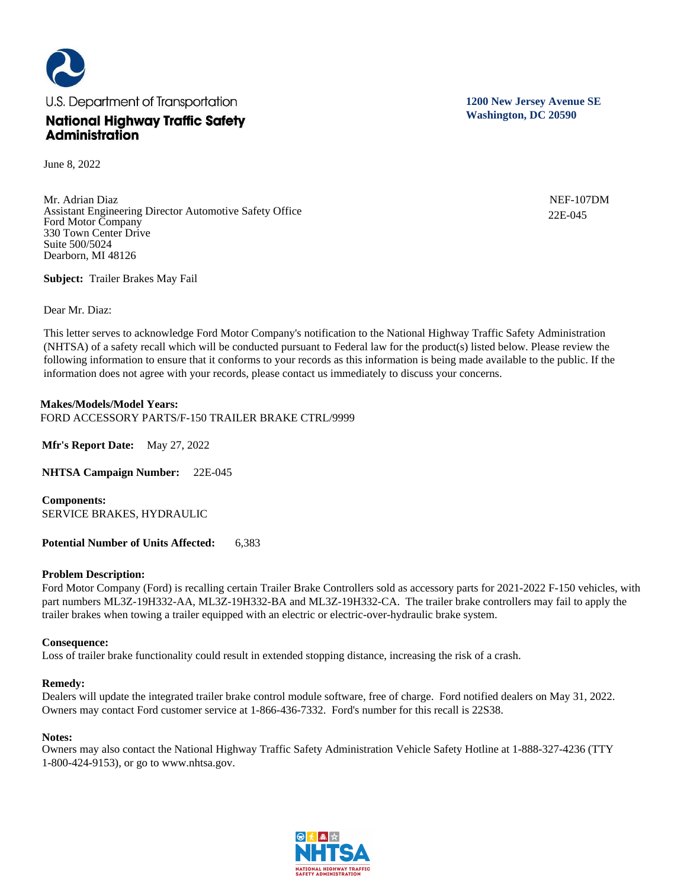U.S. Department of Transportation

**National Highway Traffic Safety Administration**

**1200 New Jersey Avenue SE**
**Washington, DC 20590**

June 8, 2022

Mr. Adrian Diaz
Assistant Engineering Director Automotive Safety Office
Ford Motor Company
330 Town Center Drive
Suite 500/5024
Dearborn, MI 48126

NEF-107DM
22E-045

**Subject:** Trailer Brakes May Fail

Dear Mr. Diaz:

This letter serves to acknowledge Ford Motor Company's notification to the National Highway Traffic Safety Administration (NHTSA) of a safety recall which will be conducted pursuant to Federal law for the product(s) listed below. Please review the following information to ensure that it conforms to your records as this information is being made available to the public. If the information does not agree with your records, please contact us immediately to discuss your concerns.

**Makes/Models/Model Years:**
FORD ACCESSORY PARTS/F-150 TRAILER BRAKE CTRL/9999

**Mfr's Report Date:** May 27, 2022

**NHTSA Campaign Number:** 22E-045

**Components:**
SERVICE BRAKES, HYDRAULIC

**Potential Number of Units Affected:** 6,383

**Problem Description:**
Ford Motor Company (Ford) is recalling certain Trailer Brake Controllers sold as accessory parts for 2021-2022 F-150 vehicles, with part numbers ML3Z-19H332-AA, ML3Z-19H332-BA and ML3Z-19H332-CA. The trailer brake controllers may fail to apply the trailer brakes when towing a trailer equipped with an electric or electric-over-hydraulic brake system.

**Consequence:**
Loss of trailer brake functionality could result in extended stopping distance, increasing the risk of a crash.

**Remedy:**
Dealers will update the integrated trailer brake control module software, free of charge. Ford notified dealers on May 31, 2022. Owners may contact Ford customer service at 1-866-436-7332. Ford's number for this recall is 22S38.

**Notes:**
Owners may also contact the National Highway Traffic Safety Administration Vehicle Safety Hotline at 1-888-327-4236 (TTY 1-800-424-9153), or go to www.nhtsa.gov.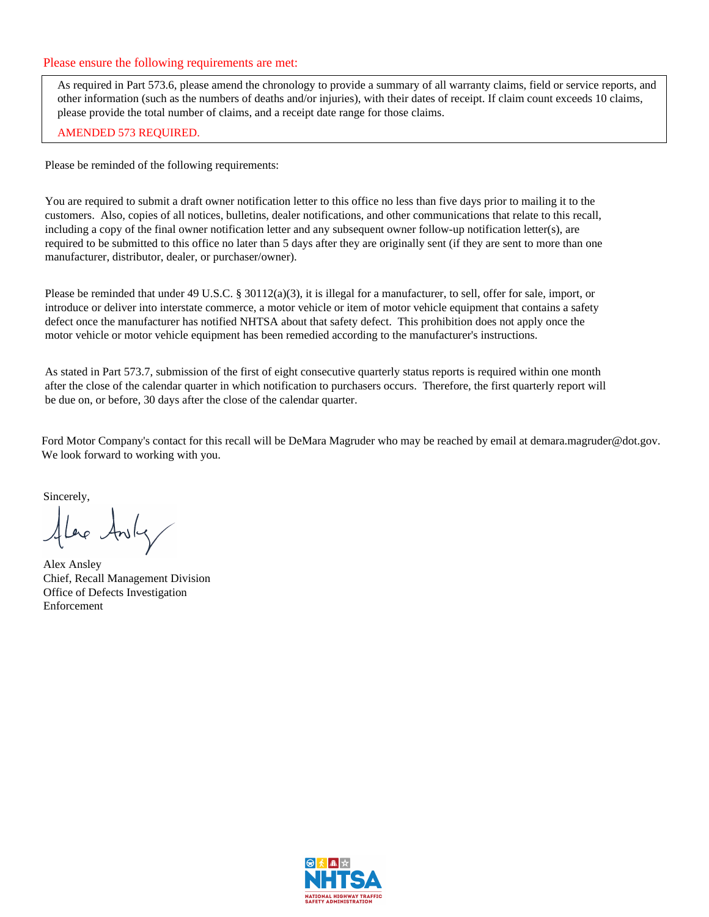Please ensure the following requirements are met:

> As required in Part 573.6, please amend the chronology to provide a summary of all warranty claims, field or service reports, and other information (such as the numbers of deaths and/or injuries), with their dates of receipt. If claim count exceeds 10 claims, please provide the total number of claims, and a receipt date range for those claims.
>
> AMENDED 573 REQUIRED.

Please be reminded of the following requirements:

You are required to submit a draft owner notification letter to this office no less than five days prior to mailing it to the customers. Also, copies of all notices, bulletins, dealer notifications, and other communications that relate to this recall, including a copy of the final owner notification letter and any subsequent owner follow-up notification letter(s), are required to be submitted to this office no later than 5 days after they are originally sent (if they are sent to more than one manufacturer, distributor, dealer, or purchaser/owner).

Please be reminded that under 49 U.S.C. § 30112(a)(3), it is illegal for a manufacturer, to sell, offer for sale, import, or introduce or deliver into interstate commerce, a motor vehicle or item of motor vehicle equipment that contains a safety defect once the manufacturer has notified NHTSA about that safety defect. This prohibition does not apply once the motor vehicle or motor vehicle equipment has been remedied according to the manufacturer's instructions.

As stated in Part 573.7, submission of the first of eight consecutive quarterly status reports is required within one month after the close of the calendar quarter in which notification to purchasers occurs. Therefore, the first quarterly report will be due on, or before, 30 days after the close of the calendar quarter.

Ford Motor Company's contact for this recall will be DeMara Magruder who may be reached by email at demara.magruder@dot.gov. We look forward to working with you.

Sincerely,

Alex Ansley
Chief, Recall Management Division
Office of Defects Investigation
Enforcement

NHTSA
NATIONAL HIGHWAY TRAFFIC SAFETY ADMINISTRATION